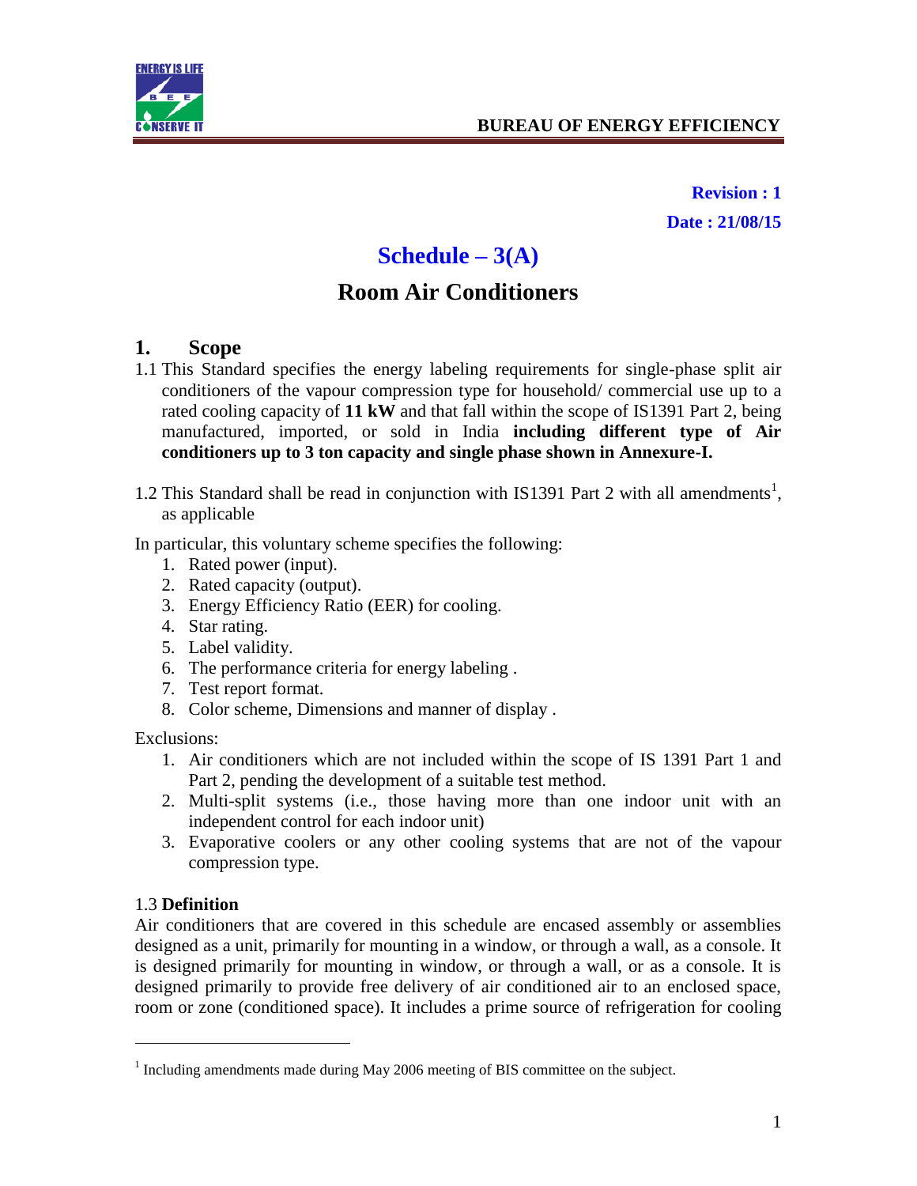**Revision : 1**

**Date : 21/08/15**

# Schedule – 3(A)

# Room Air Conditioners

## 1. Scope

1.1 This Standard specifies the energy labeling requirements for single-phase split air conditioners of the vapour compression type for household/ commercial use up to a rated cooling capacity of **11 kW** and that fall within the scope of IS1391 Part 2, being manufactured, imported, or sold in India **including different type of Air conditioners up to 3 ton capacity and single phase shown in Annexure-I.**

1.2 This Standard shall be read in conjunction with IS1391 Part 2 with all amendments[1], as applicable

In particular, this voluntary scheme specifies the following:

1. Rated power (input).
2. Rated capacity (output).
3. Energy Efficiency Ratio (EER) for cooling.
4. Star rating.
5. Label validity.
6. The performance criteria for energy labeling .
7. Test report format.
8. Color scheme, Dimensions and manner of display .

Exclusions:

1. Air conditioners which are not included within the scope of IS 1391 Part 1 and Part 2, pending the development of a suitable test method.
2. Multi-split systems (i.e., those having more than one indoor unit with an independent control for each indoor unit)
3. Evaporative coolers or any other cooling systems that are not of the vapour compression type.

1.3 **Definition**

Air conditioners that are covered in this schedule are encased assembly or assemblies designed as a unit, primarily for mounting in a window, or through a wall, as a console. It is designed primarily for mounting in window, or through a wall, or as a console. It is designed primarily to provide free delivery of air conditioned air to an enclosed space, room or zone (conditioned space). It includes a prime source of refrigeration for cooling

[1] Including amendments made during May 2006 meeting of BIS committee on the subject.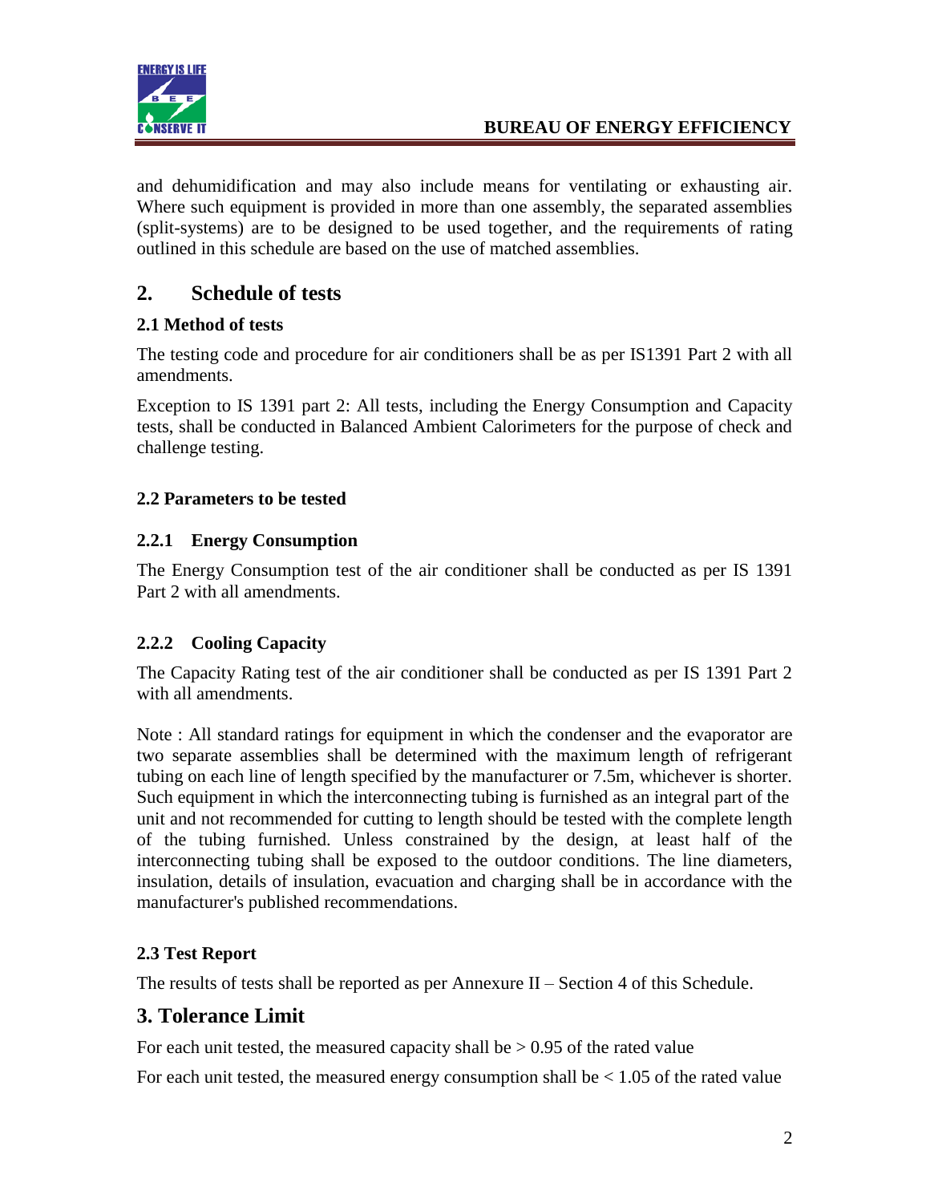and dehumidification and may also include means for ventilating or exhausting air. Where such equipment is provided in more than one assembly, the separated assemblies (split-systems) are to be designed to be used together, and the requirements of rating outlined in this schedule are based on the use of matched assemblies.

## 2. Schedule of tests

### 2.1 Method of tests

The testing code and procedure for air conditioners shall be as per IS1391 Part 2 with all amendments.

Exception to IS 1391 part 2: All tests, including the Energy Consumption and Capacity tests, shall be conducted in Balanced Ambient Calorimeters for the purpose of check and challenge testing.

### 2.2 Parameters to be tested

#### 2.2.1 Energy Consumption

The Energy Consumption test of the air conditioner shall be conducted as per IS 1391 Part 2 with all amendments.

#### 2.2.2 Cooling Capacity

The Capacity Rating test of the air conditioner shall be conducted as per IS 1391 Part 2 with all amendments.

Note : All standard ratings for equipment in which the condenser and the evaporator are two separate assemblies shall be determined with the maximum length of refrigerant tubing on each line of length specified by the manufacturer or 7.5m, whichever is shorter. Such equipment in which the interconnecting tubing is furnished as an integral part of the unit and not recommended for cutting to length should be tested with the complete length of the tubing furnished. Unless constrained by the design, at least half of the interconnecting tubing shall be exposed to the outdoor conditions. The line diameters, insulation, details of insulation, evacuation and charging shall be in accordance with the manufacturer's published recommendations.

### 2.3 Test Report

The results of tests shall be reported as per Annexure II – Section 4 of this Schedule.

## 3. Tolerance Limit

For each unit tested, the measured capacity shall be > 0.95 of the rated value

For each unit tested, the measured energy consumption shall be < 1.05 of the rated value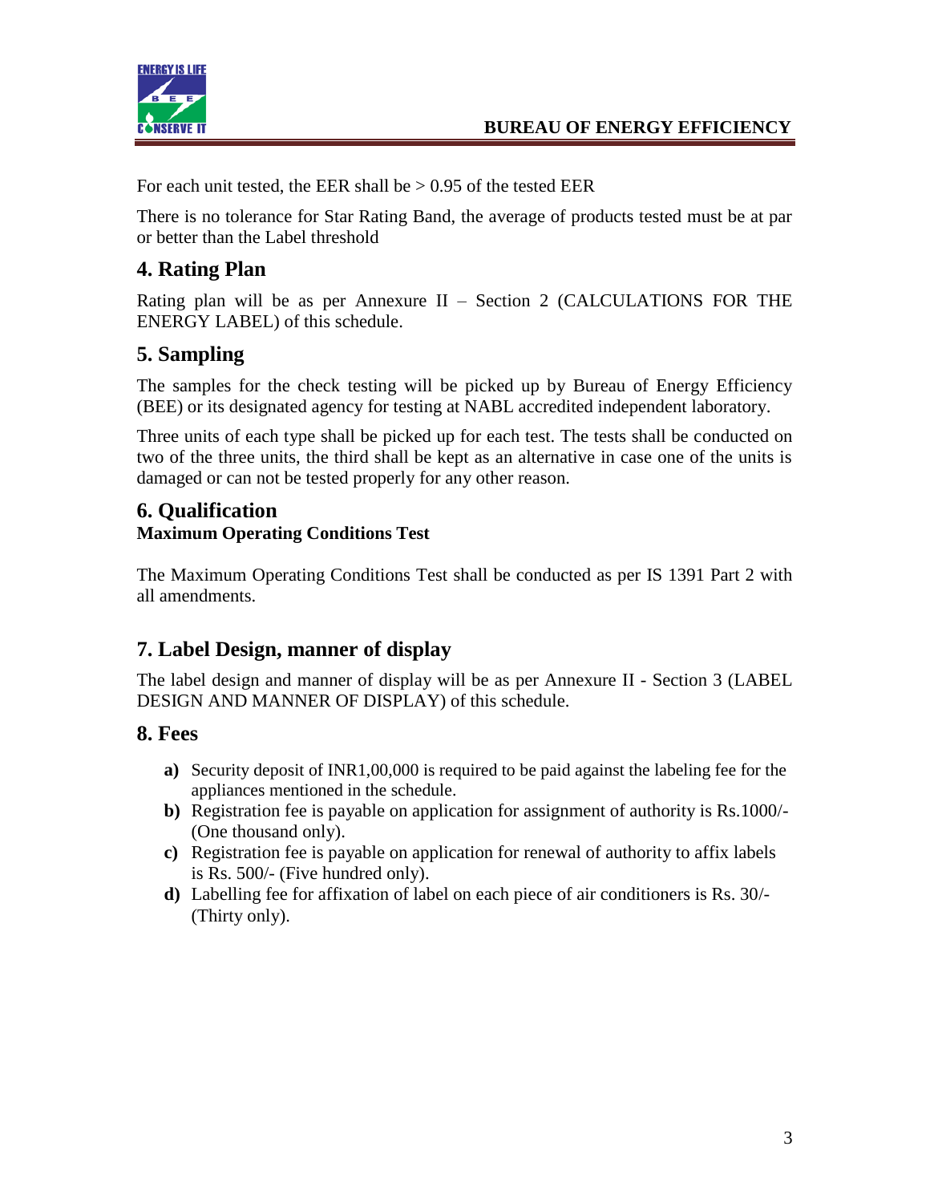For each unit tested, the EER shall be > 0.95 of the tested EER

There is no tolerance for Star Rating Band, the average of products tested must be at par or better than the Label threshold

## 4. Rating Plan

Rating plan will be as per Annexure II – Section 2 (CALCULATIONS FOR THE ENERGY LABEL) of this schedule.

## 5. Sampling

The samples for the check testing will be picked up by Bureau of Energy Efficiency (BEE) or its designated agency for testing at NABL accredited independent laboratory.

Three units of each type shall be picked up for each test. The tests shall be conducted on two of the three units, the third shall be kept as an alternative in case one of the units is damaged or can not be tested properly for any other reason.

## 6. Qualification

**Maximum Operating Conditions Test**

The Maximum Operating Conditions Test shall be conducted as per IS 1391 Part 2 with all amendments.

## 7. Label Design, manner of display

The label design and manner of display will be as per Annexure II - Section 3 (LABEL DESIGN AND MANNER OF DISPLAY) of this schedule.

## 8. Fees

- **a)** Security deposit of INR1,00,000 is required to be paid against the labeling fee for the appliances mentioned in the schedule.
- **b)** Registration fee is payable on application for assignment of authority is Rs.1000/- (One thousand only).
- **c)** Registration fee is payable on application for renewal of authority to affix labels is Rs. 500/- (Five hundred only).
- **d)** Labelling fee for affixation of label on each piece of air conditioners is Rs. 30/- (Thirty only).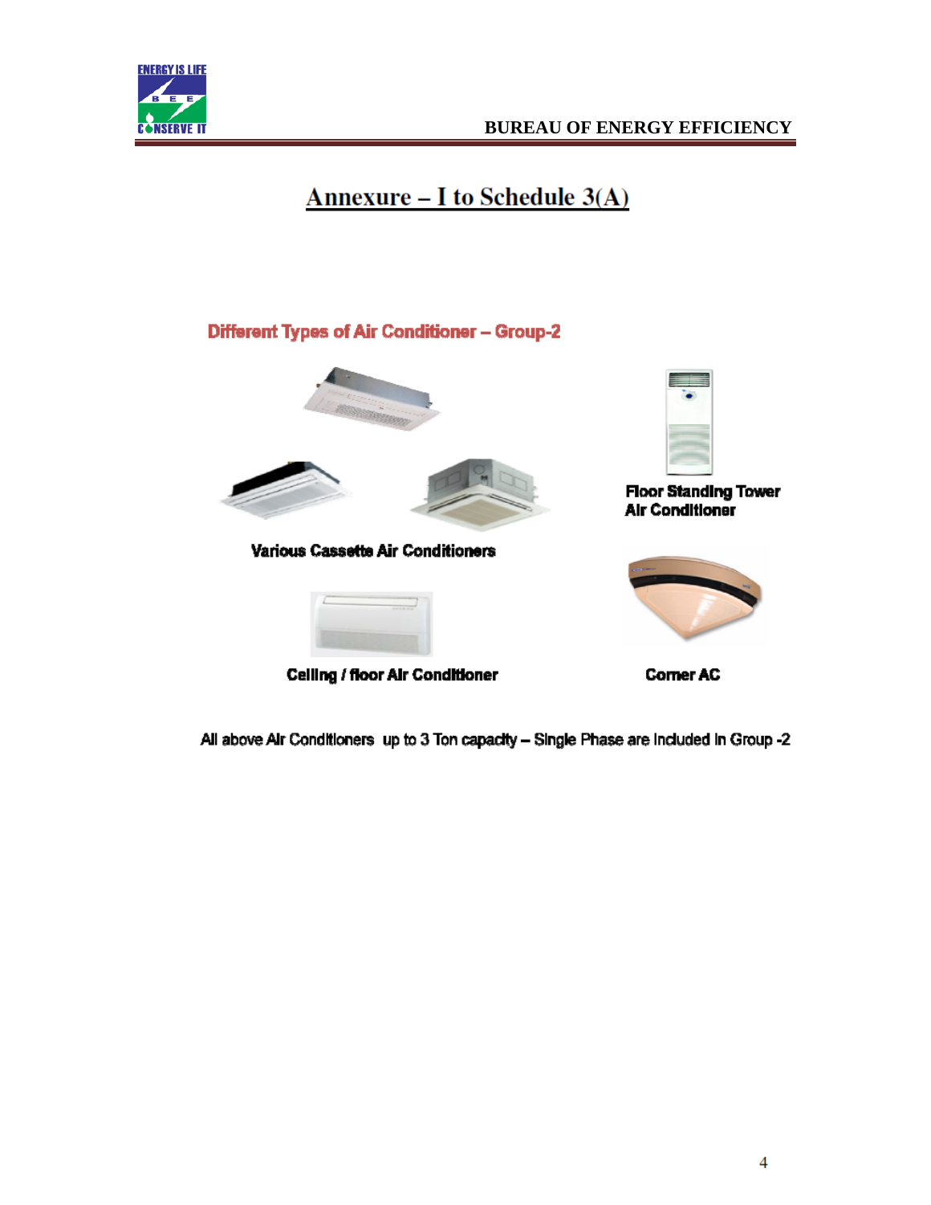# Annexure – I to Schedule 3(A)

## Different Types of Air Conditioner – Group-2

Various Cassette Air Conditioners

Floor Standing Tower Air Conditioner

Ceiling / floor Air Conditioner

Corner AC

All above Air Conditioners up to 3 Ton capacity – Single Phase are Included in Group -2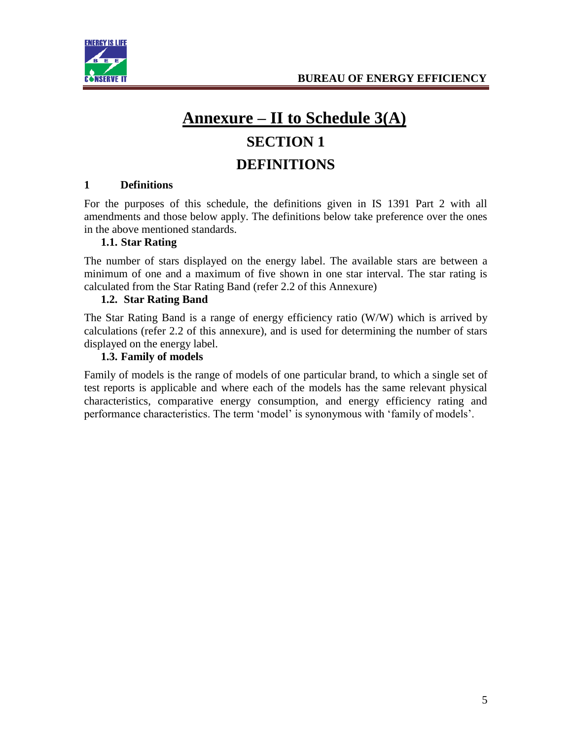# Annexure – II to Schedule 3(A)

# SECTION 1

# DEFINITIONS

## 1 Definitions

For the purposes of this schedule, the definitions given in IS 1391 Part 2 with all amendments and those below apply. The definitions below take preference over the ones in the above mentioned standards.

### 1.1. Star Rating

The number of stars displayed on the energy label. The available stars are between a minimum of one and a maximum of five shown in one star interval. The star rating is calculated from the Star Rating Band (refer 2.2 of this Annexure)

### 1.2. Star Rating Band

The Star Rating Band is a range of energy efficiency ratio (W/W) which is arrived by calculations (refer 2.2 of this annexure), and is used for determining the number of stars displayed on the energy label.

### 1.3. Family of models

Family of models is the range of models of one particular brand, to which a single set of test reports is applicable and where each of the models has the same relevant physical characteristics, comparative energy consumption, and energy efficiency rating and performance characteristics. The term 'model' is synonymous with 'family of models'.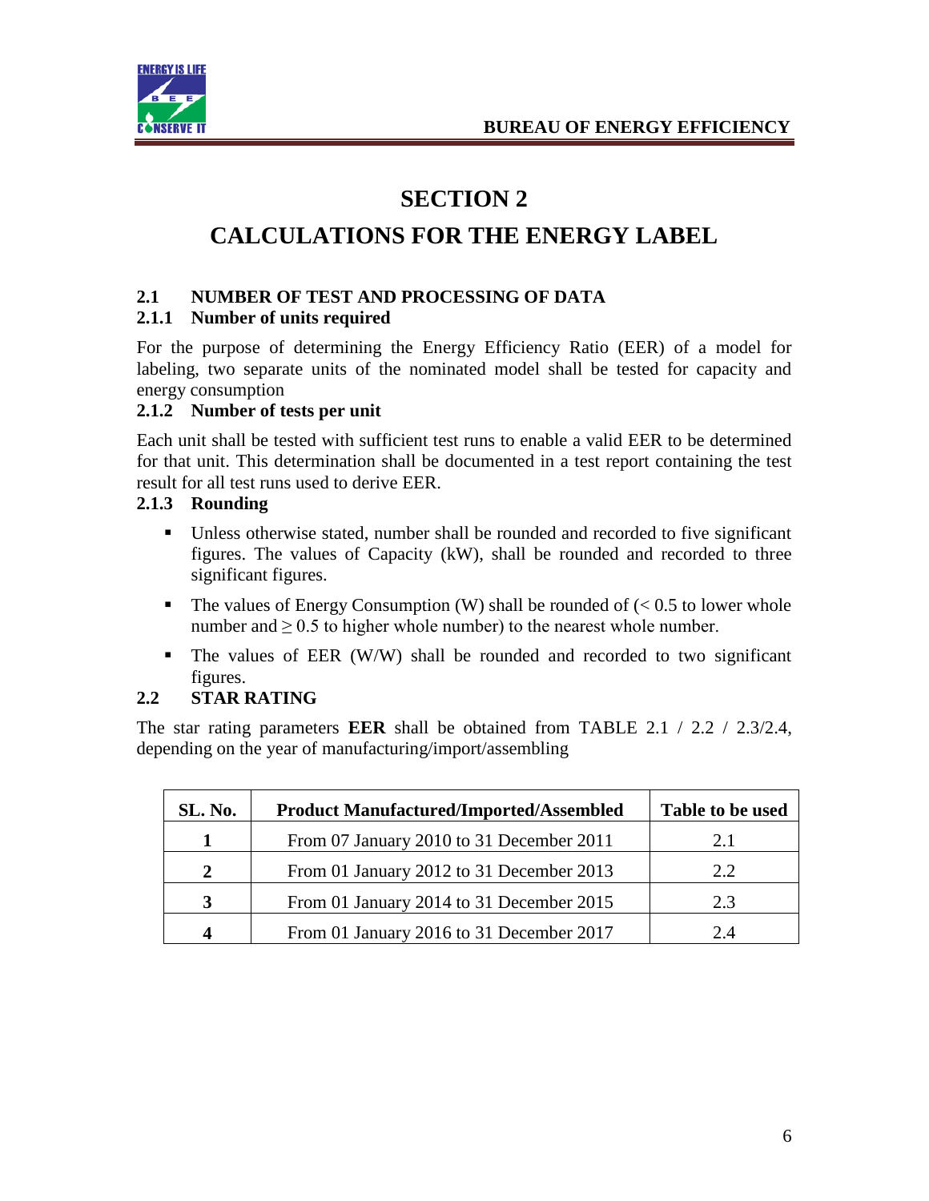# SECTION 2

# CALCULATIONS FOR THE ENERGY LABEL

## 2.1 NUMBER OF TEST AND PROCESSING OF DATA

### 2.1.1 Number of units required

For the purpose of determining the Energy Efficiency Ratio (EER) of a model for labeling, two separate units of the nominated model shall be tested for capacity and energy consumption

### 2.1.2 Number of tests per unit

Each unit shall be tested with sufficient test runs to enable a valid EER to be determined for that unit. This determination shall be documented in a test report containing the test result for all test runs used to derive EER.

### 2.1.3 Rounding

- Unless otherwise stated, number shall be rounded and recorded to five significant figures. The values of Capacity (kW), shall be rounded and recorded to three significant figures.
- The values of Energy Consumption (W) shall be rounded of ($< 0.5$ to lower whole number and $\geq 0.5$ to higher whole number) to the nearest whole number.
- The values of EER (W/W) shall be rounded and recorded to two significant figures.

## 2.2 STAR RATING

The star rating parameters **EER** shall be obtained from TABLE 2.1 / 2.2 / 2.3/2.4, depending on the year of manufacturing/import/assembling

| SL. No. | Product Manufactured/Imported/Assembled | Table to be used |
|---|---|---|
| **1** | From 07 January 2010 to 31 December 2011 | 2.1 |
| **2** | From 01 January 2012 to 31 December 2013 | 2.2 |
| **3** | From 01 January 2014 to 31 December 2015 | 2.3 |
| **4** | From 01 January 2016 to 31 December 2017 | 2.4 |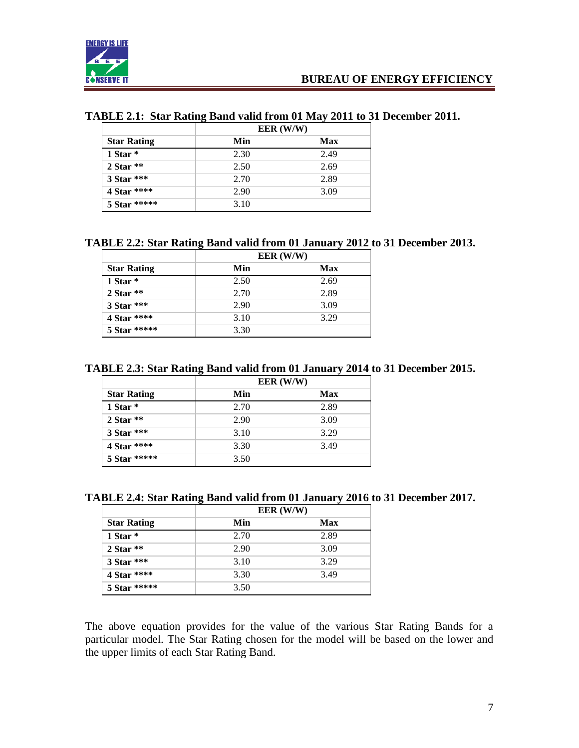**TABLE 2.1: Star Rating Band valid from 01 May 2011 to 31 December 2011.**

| | EER (W/W) | |
|---|---|---|
| **Star Rating** | **Min** | **Max** |
| **1 Star *** | 2.30 | 2.49 |
| **2 Star **** | 2.50 | 2.69 |
| **3 Star ***** | 2.70 | 2.89 |
| **4 Star ****** | 2.90 | 3.09 |
| **5 Star ******* | 3.10 | |

**TABLE 2.2: Star Rating Band valid from 01 January 2012 to 31 December 2013.**

| | EER (W/W) | |
|---|---|---|
| **Star Rating** | **Min** | **Max** |
| **1 Star *** | 2.50 | 2.69 |
| **2 Star **** | 2.70 | 2.89 |
| **3 Star ***** | 2.90 | 3.09 |
| **4 Star ****** | 3.10 | 3.29 |
| **5 Star ******* | 3.30 | |

**TABLE 2.3: Star Rating Band valid from 01 January 2014 to 31 December 2015.**

| | EER (W/W) | |
|---|---|---|
| **Star Rating** | **Min** | **Max** |
| **1 Star *** | 2.70 | 2.89 |
| **2 Star **** | 2.90 | 3.09 |
| **3 Star ***** | 3.10 | 3.29 |
| **4 Star ****** | 3.30 | 3.49 |
| **5 Star ******* | 3.50 | |

**TABLE 2.4: Star Rating Band valid from 01 January 2016 to 31 December 2017.**

| | EER (W/W) | |
|---|---|---|
| **Star Rating** | **Min** | **Max** |
| **1 Star *** | 2.70 | 2.89 |
| **2 Star **** | 2.90 | 3.09 |
| **3 Star ***** | 3.10 | 3.29 |
| **4 Star ****** | 3.30 | 3.49 |
| **5 Star ******* | 3.50 | |

The above equation provides for the value of the various Star Rating Bands for a particular model. The Star Rating chosen for the model will be based on the lower and the upper limits of each Star Rating Band.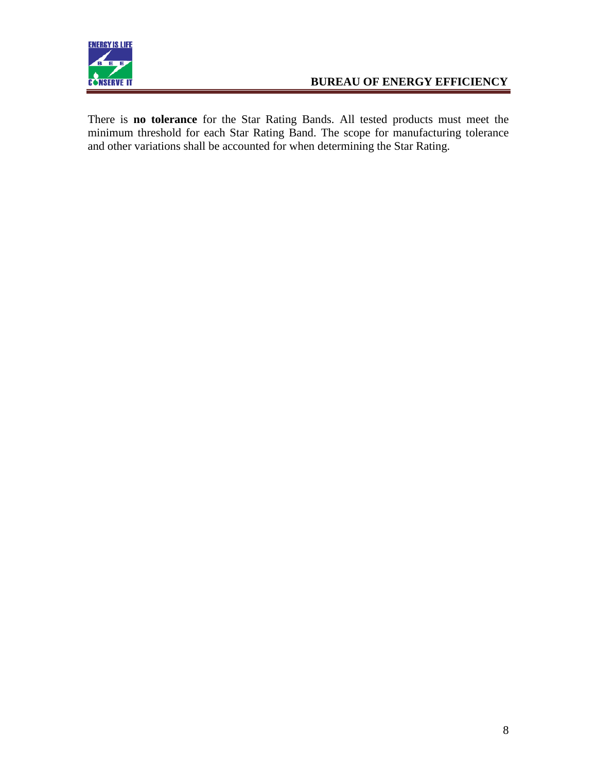There is **no tolerance** for the Star Rating Bands. All tested products must meet the minimum threshold for each Star Rating Band. The scope for manufacturing tolerance and other variations shall be accounted for when determining the Star Rating.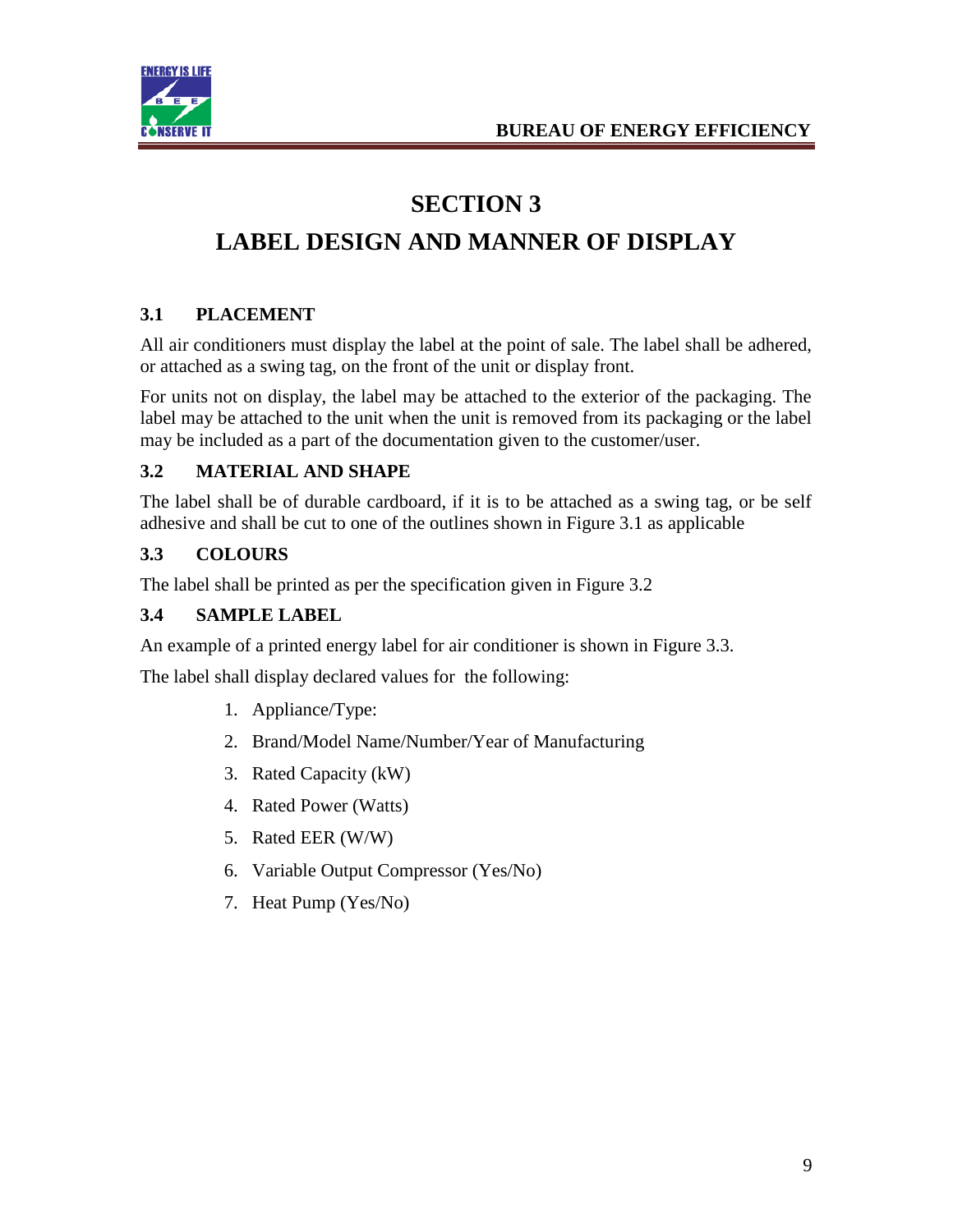# SECTION 3

# LABEL DESIGN AND MANNER OF DISPLAY

### 3.1 PLACEMENT

All air conditioners must display the label at the point of sale. The label shall be adhered, or attached as a swing tag, on the front of the unit or display front.

For units not on display, the label may be attached to the exterior of the packaging. The label may be attached to the unit when the unit is removed from its packaging or the label may be included as a part of the documentation given to the customer/user.

### 3.2 MATERIAL AND SHAPE

The label shall be of durable cardboard, if it is to be attached as a swing tag, or be self adhesive and shall be cut to one of the outlines shown in Figure 3.1 as applicable

### 3.3 COLOURS

The label shall be printed as per the specification given in Figure 3.2

### 3.4 SAMPLE LABEL

An example of a printed energy label for air conditioner is shown in Figure 3.3.

The label shall display declared values for the following:

1. Appliance/Type:
2. Brand/Model Name/Number/Year of Manufacturing
3. Rated Capacity (kW)
4. Rated Power (Watts)
5. Rated EER (W/W)
6. Variable Output Compressor (Yes/No)
7. Heat Pump (Yes/No)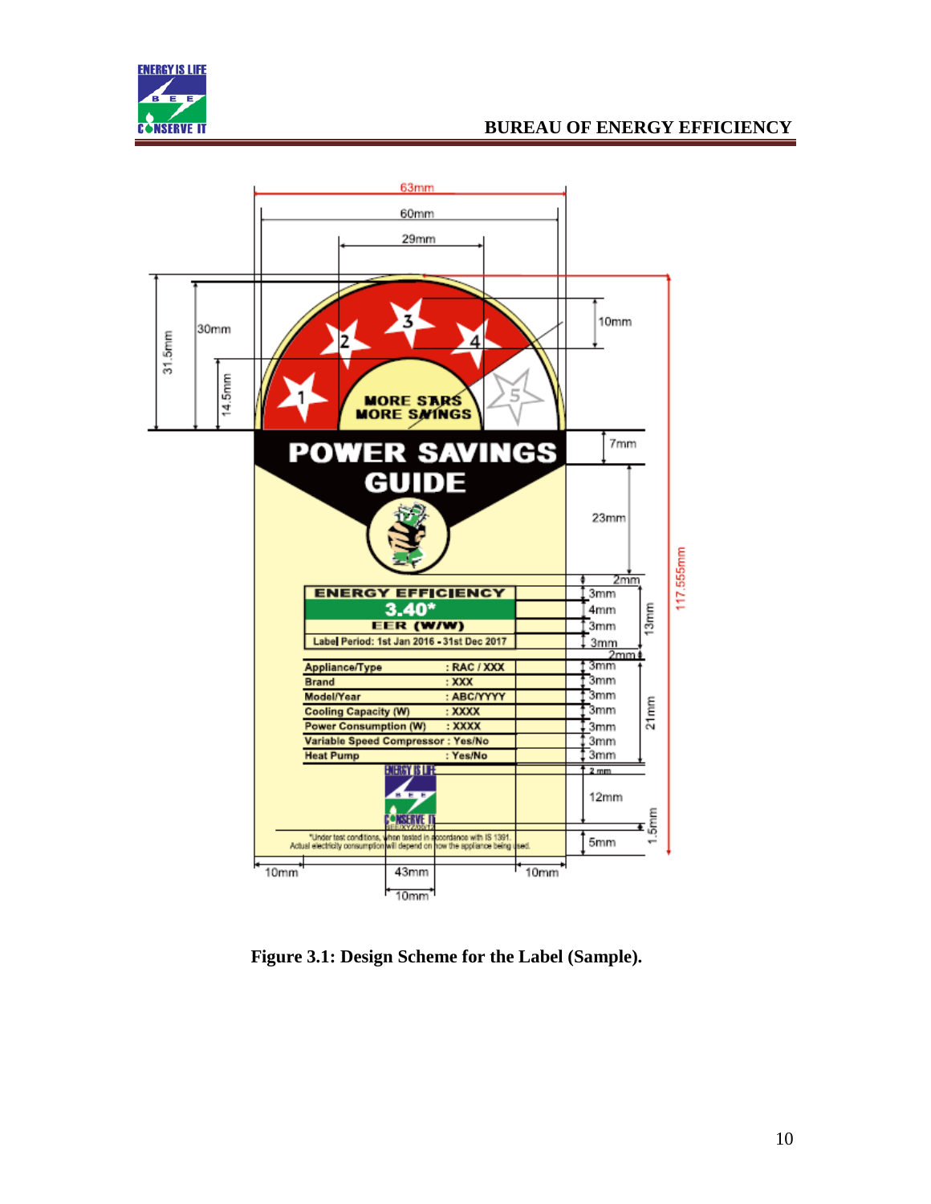63mm

60mm

29mm

31.5mm

30mm

14.5mm

10mm

7mm

23mm

2mm

3mm

4mm

3mm

3mm

13mm

2mm

3mm

3mm

3mm

3mm

3mm

3mm

3mm

21mm

2 mm

12mm

1.5mm

5mm

117.555mm

10mm

43mm

10mm

10mm

MORE STARS MORE SAVINGS

POWER SAVINGS GUIDE

ENERGY EFFICIENCY

3.40*

EER (W/W)

Label Period: 1st Jan 2016 - 31st Dec 2017

| | |
|---|---|
| Appliance/Type | : RAC / XXX |
| Brand | : XXX |
| Model/Year | : ABC/YYYY |
| Cooling Capacity (W) | : XXXX |
| Power Consumption (W) | : XXXX |
| Variable Speed Compressor | : Yes/No |
| Heat Pump | : Yes/No |

ENERGY IS LIFE B E E CONSERVE IT BEE/XYZ/0012

*Under test conditions, when tested in accordance with IS 1391. Actual electricity consumption will depend on how the appliance being used.

**Figure 3.1: Design Scheme for the Label (Sample).**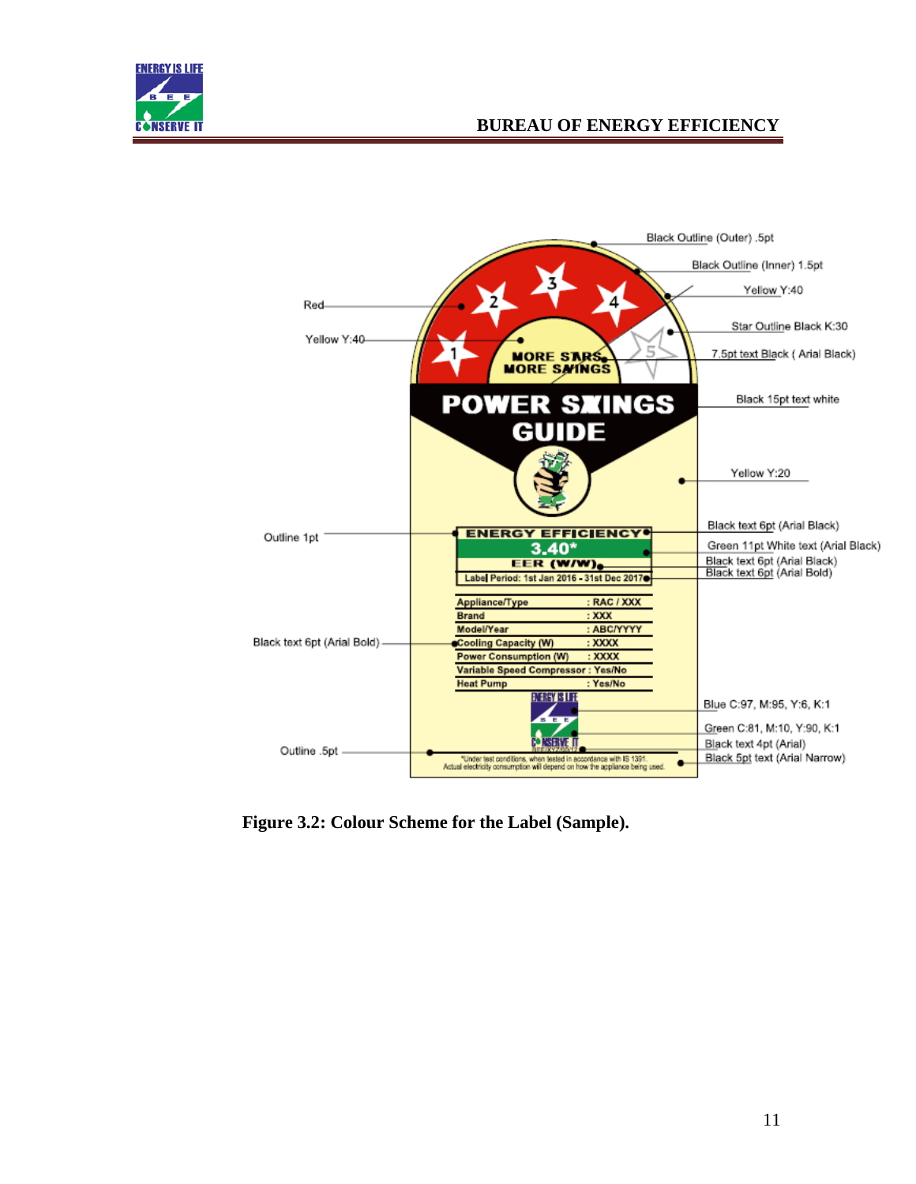Black Outline (Outer) .5pt

Black Outline (Inner) 1.5pt

Yellow Y:40

Red

Star Outline Black K:30

Yellow Y:40

7.5pt text Black ( Arial Black)

MORE STARS MORE SAVINGS

POWER SAVINGS GUIDE

Black 15pt text white

Yellow Y:20

Black text 6pt (Arial Black)

Outline 1pt

ENERGY EFFICIENCY

3.40*

EER (W/W)

Label Period: 1st Jan 2016 - 31st Dec 2017

Green 11pt White text (Arial Black)

Black text 6pt (Arial Black)

Black text 6pt (Arial Bold)

| Appliance/Type | : RAC / XXX |
|---|---|
| Brand | : XXX |
| Model/Year | : ABC/YYYY |
| Cooling Capacity (W) | : XXXX |
| Power Consumption (W) | : XXXX |
| Variable Speed Compressor | : Yes/No |
| Heat Pump | : Yes/No |

Black text 6pt (Arial Bold)

Blue C:97, M:95, Y:6, K:1

Green C:81, M:10, Y:90, K:1

Outline .5pt

Black text 4pt (Arial)

Black 5pt text (Arial Narrow)

*Under test conditions, when tested in accordance with IS 1391. Actual electricity consumption will depend on how the appliance being used.

**Figure 3.2: Colour Scheme for the Label (Sample).**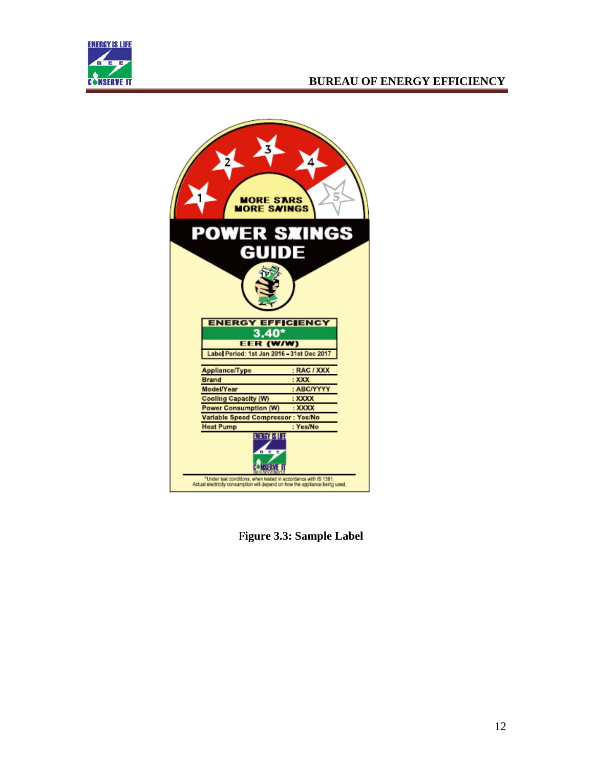MORE STARS
MORE SAVINGS

POWER SAVINGS
GUIDE

ENERGY EFFICIENCY

3.40*

EER (W/W)

Label Period: 1st Jan 2016 – 31st Dec 2017

| Appliance/Type | : RAC / XXX |
| --- | --- |
| Brand | : XXX |
| Model/Year | : ABC/YYYY |
| Cooling Capacity (W) | : XXXX |
| Power Consumption (W) | : XXXX |
| Variable Speed Compressor | : Yes/No |
| Heat Pump | : Yes/No |

*Under test conditions, when tested in accordance with IS 1391.
Actual electricity consumption will depend on how the appliance being used.

Figure 3.3: Sample Label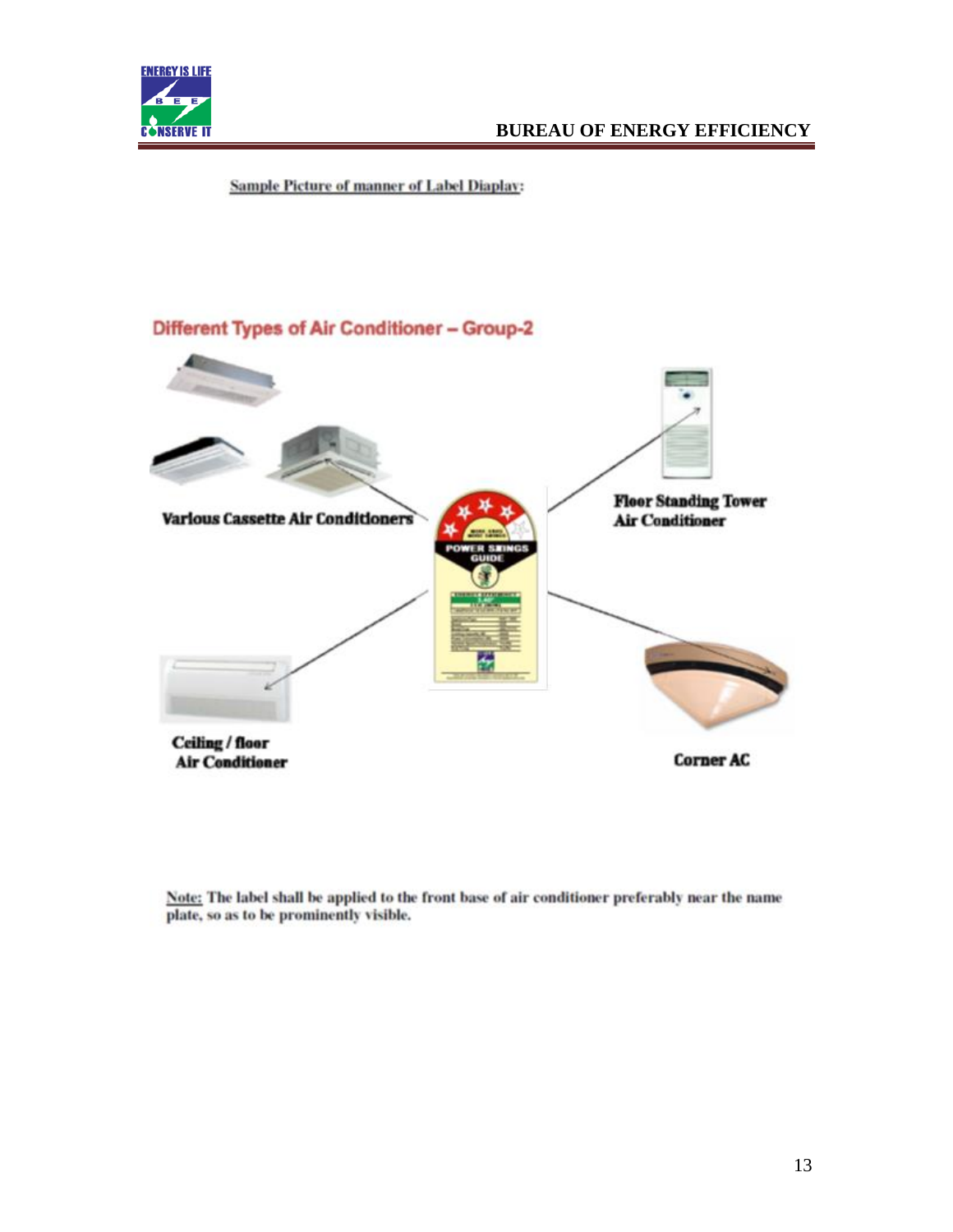Sample Picture of manner of Label Diaplay:

Different Types of Air Conditioner – Group-2

Various Cassette Air Conditioners

Floor Standing Tower Air Conditioner

Ceiling / floor Air Conditioner

Corner AC

Note: The label shall be applied to the front base of air conditioner preferably near the name plate, so as to be prominently visible.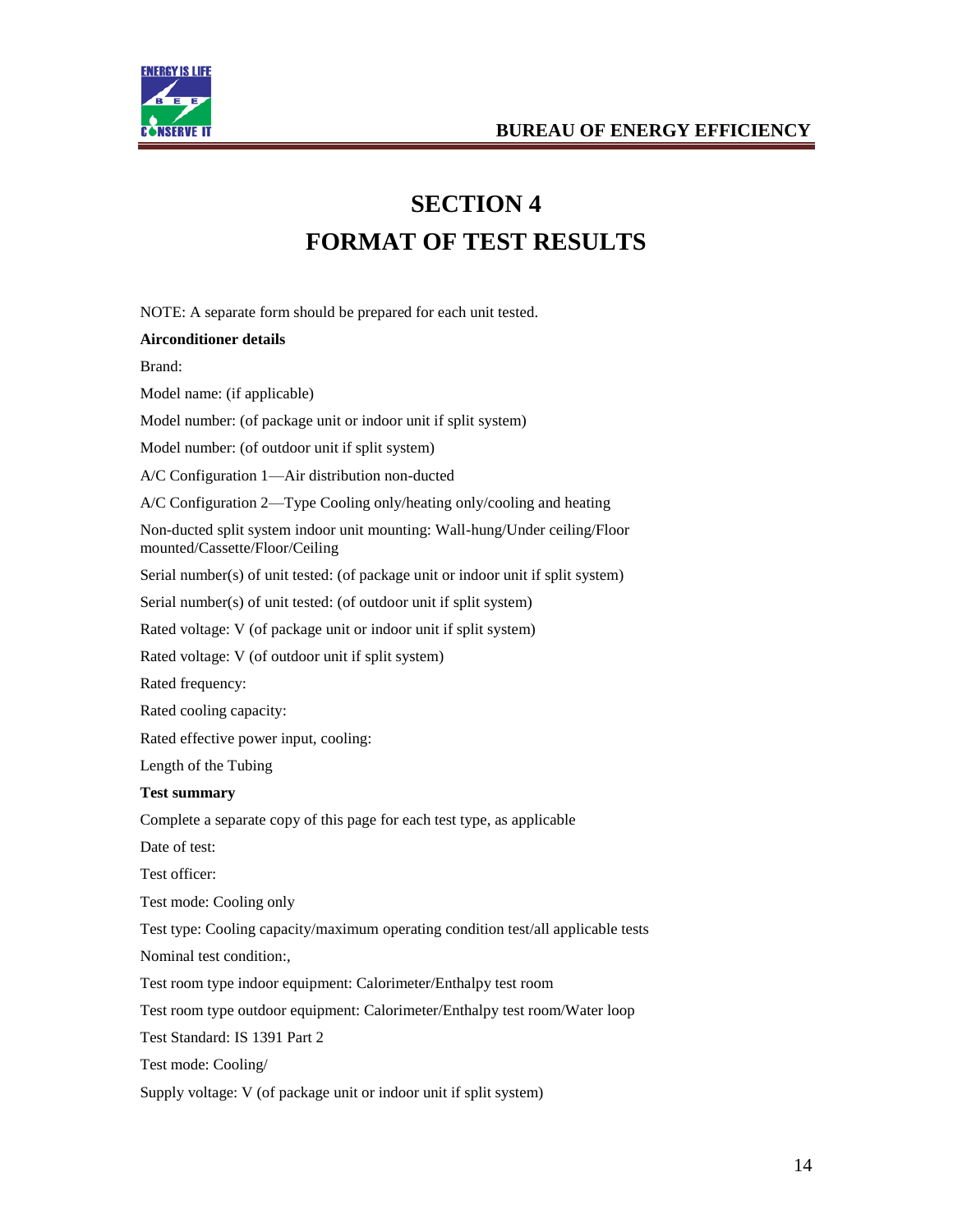# SECTION 4
# FORMAT OF TEST RESULTS

NOTE: A separate form should be prepared for each unit tested.

**Airconditioner details**

Brand:

Model name: (if applicable)

Model number: (of package unit or indoor unit if split system)

Model number: (of outdoor unit if split system)

A/C Configuration 1—Air distribution non-ducted

A/C Configuration 2—Type Cooling only/heating only/cooling and heating

Non-ducted split system indoor unit mounting: Wall-hung/Under ceiling/Floor mounted/Cassette/Floor/Ceiling

Serial number(s) of unit tested: (of package unit or indoor unit if split system)

Serial number(s) of unit tested: (of outdoor unit if split system)

Rated voltage: V (of package unit or indoor unit if split system)

Rated voltage: V (of outdoor unit if split system)

Rated frequency:

Rated cooling capacity:

Rated effective power input, cooling:

Length of the Tubing

**Test summary**

Complete a separate copy of this page for each test type, as applicable

Date of test:

Test officer:

Test mode: Cooling only

Test type: Cooling capacity/maximum operating condition test/all applicable tests

Nominal test condition:,

Test room type indoor equipment: Calorimeter/Enthalpy test room

Test room type outdoor equipment: Calorimeter/Enthalpy test room/Water loop

Test Standard: IS 1391 Part 2

Test mode: Cooling/

Supply voltage: V (of package unit or indoor unit if split system)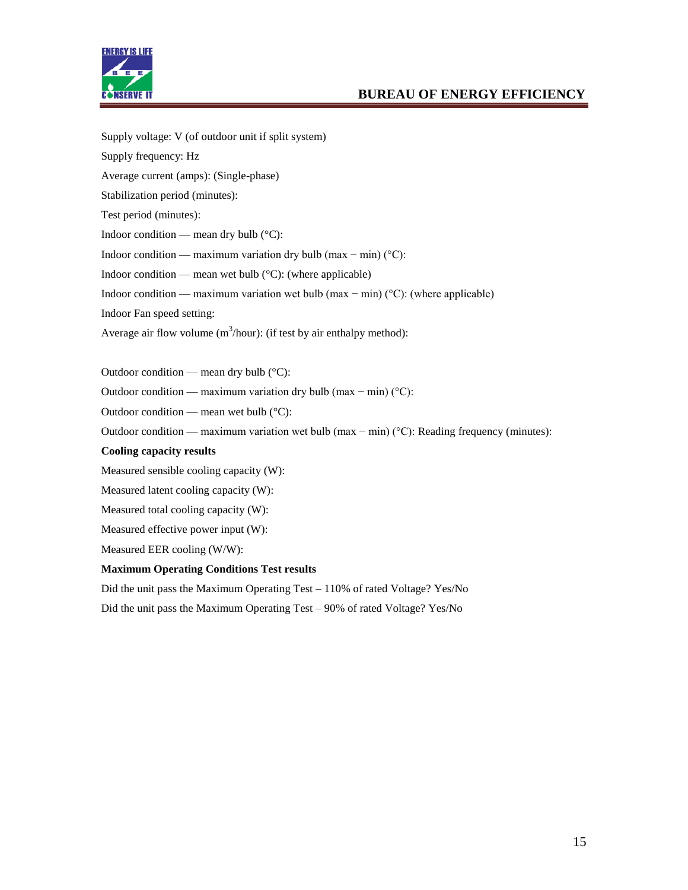Supply voltage: V (of outdoor unit if split system)

Supply frequency: Hz

Average current (amps): (Single-phase)

Stabilization period (minutes):

Test period (minutes):

Indoor condition — mean dry bulb (°C):

Indoor condition — maximum variation dry bulb (max − min) (°C):

Indoor condition — mean wet bulb (°C): (where applicable)

Indoor condition — maximum variation wet bulb (max − min) (°C): (where applicable)

Indoor Fan speed setting:

Average air flow volume ($m^3$/hour): (if test by air enthalpy method):

Outdoor condition — mean dry bulb (°C):

Outdoor condition — maximum variation dry bulb (max − min) (°C):

Outdoor condition — mean wet bulb (°C):

Outdoor condition — maximum variation wet bulb (max − min) (°C): Reading frequency (minutes):

**Cooling capacity results**

Measured sensible cooling capacity (W):

Measured latent cooling capacity (W):

Measured total cooling capacity (W):

Measured effective power input (W):

Measured EER cooling (W/W):

**Maximum Operating Conditions Test results**

Did the unit pass the Maximum Operating Test – 110% of rated Voltage? Yes/No

Did the unit pass the Maximum Operating Test – 90% of rated Voltage? Yes/No